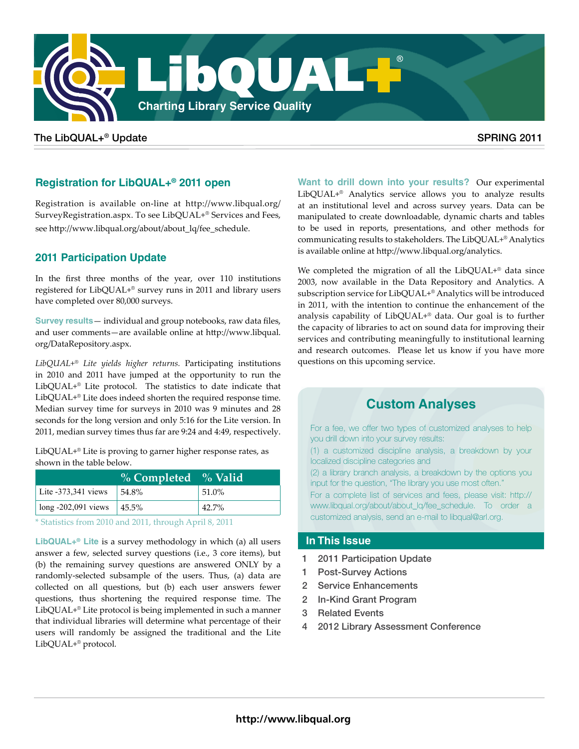# LibQUAL+®

Charting Library Service Quality

The LibQUAL+® Update

SPRING 2011

## Registration for LibQUAL+® 2011 open

Registration is available on-line at http://www.libqual.org/SurveyRegistration.aspx. To see LibQUAL+® Services and Fees, see http://www.libqual.org/about/about_lq/fee_schedule.

## 2011 Participation Update

In the first three months of the year, over 110 institutions registered for LibQUAL+® survey runs in 2011 and library users have completed over 80,000 surveys.

**Survey results**— individual and group notebooks, raw data files, and user comments—are available online at http://www.libqual.org/DataRepository.aspx.

*LibQUAL+® Lite yields higher returns.* Participating institutions in 2010 and 2011 have jumped at the opportunity to run the LibQUAL+® Lite protocol. The statistics to date indicate that LibQUAL+® Lite does indeed shorten the required response time. Median survey time for surveys in 2010 was 9 minutes and 28 seconds for the long version and only 5:16 for the Lite version. In 2011, median survey times thus far are 9:24 and 4:49, respectively.

LibQUAL+® Lite is proving to garner higher response rates, as shown in the table below.

| | % Completed | % Valid |
|---|---|---|
| Lite -373,341 views | 54.8% | 51.0% |
| long -202,091 views | 45.5% | 42.7% |

\* Statistics from 2010 and 2011, through April 8, 2011

**LibQUAL+® Lite** is a survey methodology in which (a) all users answer a few, selected survey questions (i.e., 3 core items), but (b) the remaining survey questions are answered ONLY by a randomly-selected subsample of the users. Thus, (a) data are collected on all questions, but (b) each user answers fewer questions, thus shortening the required response time. The LibQUAL+® Lite protocol is being implemented in such a manner that individual libraries will determine what percentage of their users will randomly be assigned the traditional and the Lite LibQUAL+® protocol.

**Want to drill down into your results?** Our experimental LibQUAL+® Analytics service allows you to analyze results at an institutional level and across survey years. Data can be manipulated to create downloadable, dynamic charts and tables to be used in reports, presentations, and other methods for communicating results to stakeholders. The LibQUAL+® Analytics is available online at http://www.libqual.org/analytics.

We completed the migration of all the LibQUAL+® data since 2003, now available in the Data Repository and Analytics. A subscription service for LibQUAL+® Analytics will be introduced in 2011, with the intention to continue the enhancement of the analysis capability of LibQUAL+® data. Our goal is to further the capacity of libraries to act on sound data for improving their services and contributing meaningfully to institutional learning and research outcomes. Please let us know if you have more questions on this upcoming service.

## Custom Analyses

For a fee, we offer two types of customized analyses to help you drill down into your survey results:

(1) a customized discipline analysis, a breakdown by your localized discipline categories and

(2) a library branch analysis, a breakdown by the options you input for the question, "The library you use most often."

For a complete list of services and fees, please visit: http://www.libqual.org/about/about_lq/fee_schedule. To order a customized analysis, send an e-mail to libqual@arl.org.

## In This Issue

1 2011 Participation Update
1 Post-Survey Actions
2 Service Enhancements
2 In-Kind Grant Program
3 Related Events
4 2012 Library Assessment Conference

http://www.libqual.org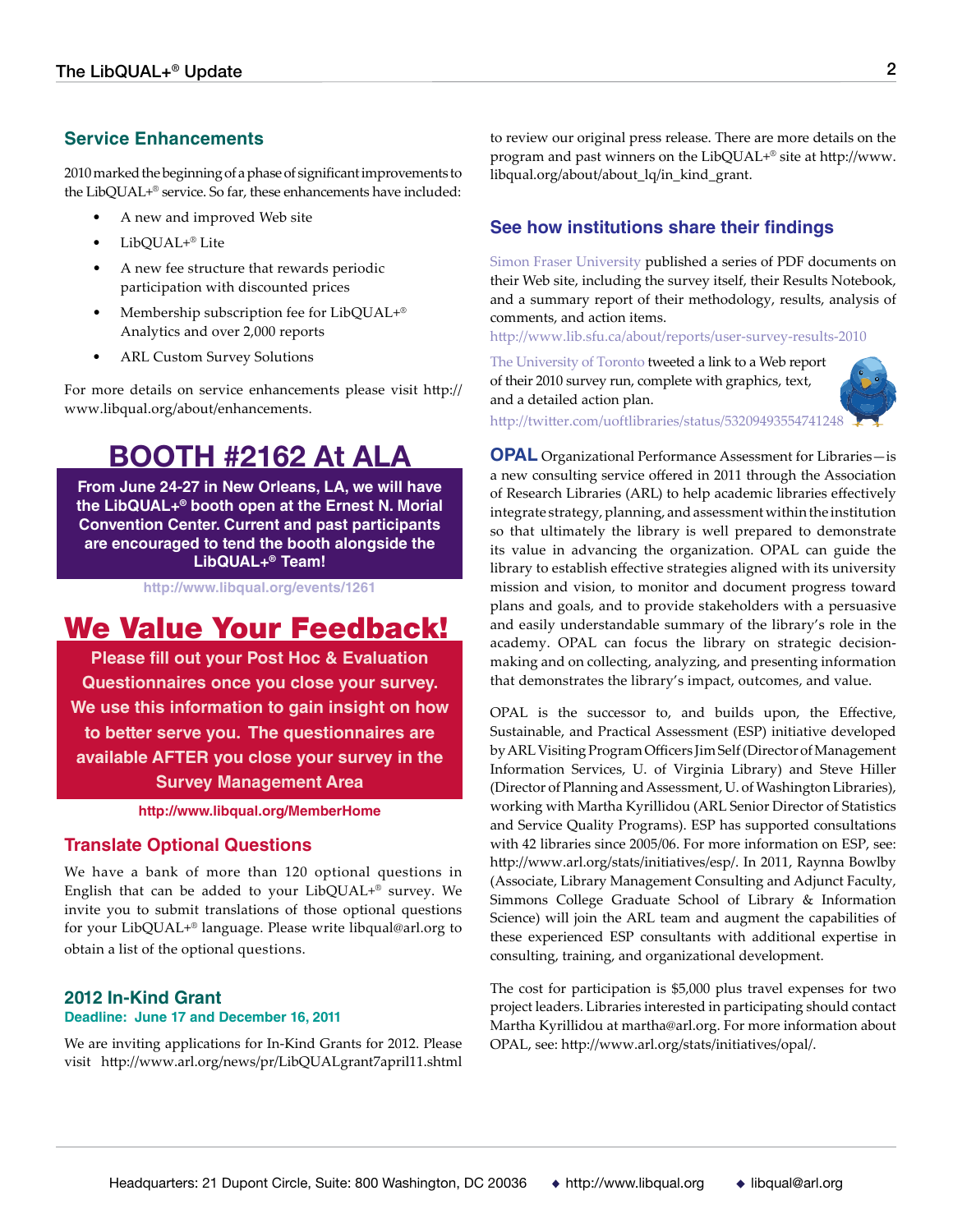## Service Enhancements

2010 marked the beginning of a phase of significant improvements to the LibQUAL+® service. So far, these enhancements have included:

- A new and improved Web site
- LibQUAL+® Lite
- A new fee structure that rewards periodic participation with discounted prices
- Membership subscription fee for LibQUAL+® Analytics and over 2,000 reports
- ARL Custom Survey Solutions

For more details on service enhancements please visit http://www.libqual.org/about/enhancements.

## BOOTH #2162 At ALA

**From June 24-27 in New Orleans, LA, we will have the LibQUAL+® booth open at the Ernest N. Morial Convention Center. Current and past participants are encouraged to tend the booth alongside the LibQUAL+® Team!**

http://www.libqual.org/events/1261

## We Value Your Feedback!

**Please fill out your Post Hoc & Evaluation Questionnaires once you close your survey. We use this information to gain insight on how to better serve you. The questionnaires are available AFTER you close your survey in the Survey Management Area**

http://www.libqual.org/MemberHome

## Translate Optional Questions

We have a bank of more than 120 optional questions in English that can be added to your LibQUAL+® survey. We invite you to submit translations of those optional questions for your LibQUAL+® language. Please write libqual@arl.org to obtain a list of the optional questions.

## 2012 In-Kind Grant

**Deadline: June 17 and December 16, 2011**

We are inviting applications for In-Kind Grants for 2012. Please visit http://www.arl.org/news/pr/LibQUALgrant7april11.shtml to review our original press release. There are more details on the program and past winners on the LibQUAL+® site at http://www.libqual.org/about/about_lq/in_kind_grant.

## See how institutions share their findings

Simon Fraser University published a series of PDF documents on their Web site, including the survey itself, their Results Notebook, and a summary report of their methodology, results, analysis of comments, and action items.
http://www.lib.sfu.ca/about/reports/user-survey-results-2010

The University of Toronto tweeted a link to a Web report of their 2010 survey run, complete with graphics, text, and a detailed action plan.
http://twitter.com/uoftlibraries/status/53209493554741248

**OPAL** Organizational Performance Assessment for Libraries—is a new consulting service offered in 2011 through the Association of Research Libraries (ARL) to help academic libraries effectively integrate strategy, planning, and assessment within the institution so that ultimately the library is well prepared to demonstrate its value in advancing the organization. OPAL can guide the library to establish effective strategies aligned with its university mission and vision, to monitor and document progress toward plans and goals, and to provide stakeholders with a persuasive and easily understandable summary of the library's role in the academy. OPAL can focus the library on strategic decision-making and on collecting, analyzing, and presenting information that demonstrates the library's impact, outcomes, and value.

OPAL is the successor to, and builds upon, the Effective, Sustainable, and Practical Assessment (ESP) initiative developed by ARL Visiting Program Officers Jim Self (Director of Management Information Services, U. of Virginia Library) and Steve Hiller (Director of Planning and Assessment, U. of Washington Libraries), working with Martha Kyrillidou (ARL Senior Director of Statistics and Service Quality Programs). ESP has supported consultations with 42 libraries since 2005/06. For more information on ESP, see: http://www.arl.org/stats/initiatives/esp/. In 2011, Raynna Bowlby (Associate, Library Management Consulting and Adjunct Faculty, Simmons College Graduate School of Library & Information Science) will join the ARL team and augment the capabilities of these experienced ESP consultants with additional expertise in consulting, training, and organizational development.

The cost for participation is $5,000 plus travel expenses for two project leaders. Libraries interested in participating should contact Martha Kyrillidou at martha@arl.org. For more information about OPAL, see: http://www.arl.org/stats/initiatives/opal/.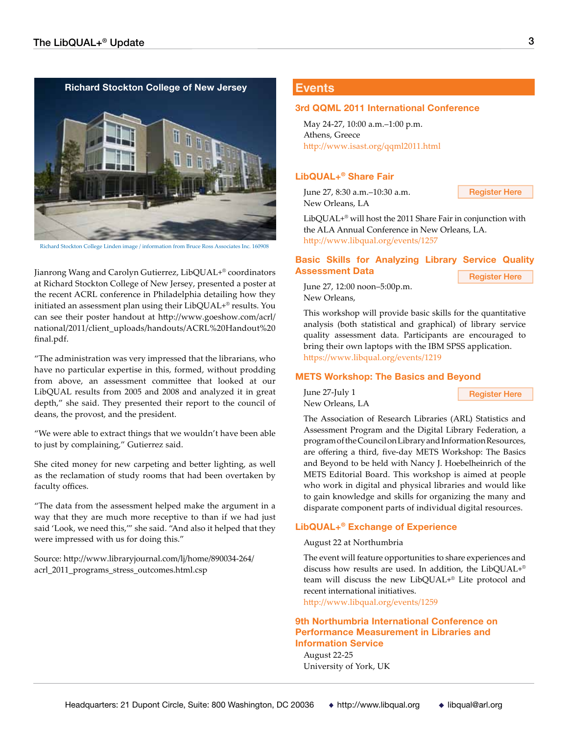## Richard Stockton College of New Jersey

Richard Stockton College Linden image / information from Bruce Ross Associates Inc. 160908

Jianrong Wang and Carolyn Gutierrez, LibQUAL+® coordinators at Richard Stockton College of New Jersey, presented a poster at the recent ACRL conference in Philadelphia detailing how they initiated an assessment plan using their LibQUAL+® results. You can see their poster handout at http://www.goeshow.com/acrl/national/2011/client_uploads/handouts/ACRL%20Handout%20final.pdf.

"The administration was very impressed that the librarians, who have no particular expertise in this, formed, without prodding from above, an assessment committee that looked at our LibQUAL results from 2005 and 2008 and analyzed it in great depth," she said. They presented their report to the council of deans, the provost, and the president.

"We were able to extract things that we wouldn't have been able to just by complaining," Gutierrez said.

She cited money for new carpeting and better lighting, as well as the reclamation of study rooms that had been overtaken by faculty offices.

"The data from the assessment helped make the argument in a way that they are much more receptive to than if we had just said 'Look, we need this,'" she said. "And also it helped that they were impressed with us for doing this."

Source: http://www.libraryjournal.com/lj/home/890034-264/acrl_2011_programs_stress_outcomes.html.csp

# Events

### 3rd QQML 2011 International Conference

May 24-27, 10:00 a.m.–1:00 p.m.
Athens, Greece
http://www.isast.org/qqml2011.html

### LibQUAL+® Share Fair

June 27, 8:30 a.m.–10:30 a.m.
New Orleans, LA

Register Here

LibQUAL+® will host the 2011 Share Fair in conjunction with the ALA Annual Conference in New Orleans, LA.
http://www.libqual.org/events/1257

### Basic Skills for Analyzing Library Service Quality Assessment Data

Register Here

June 27, 12:00 noon–5:00p.m.
New Orleans,

This workshop will provide basic skills for the quantitative analysis (both statistical and graphical) of library service quality assessment data. Participants are encouraged to bring their own laptops with the IBM SPSS application.
https://www.libqual.org/events/1219

### METS Workshop: The Basics and Beyond

June 27-July 1
New Orleans, LA

Register Here

The Association of Research Libraries (ARL) Statistics and Assessment Program and the Digital Library Federation, a program of the Council on Library and Information Resources, are offering a third, five-day METS Workshop: The Basics and Beyond to be held with Nancy J. Hoebelheinrich of the METS Editorial Board. This workshop is aimed at people who work in digital and physical libraries and would like to gain knowledge and skills for organizing the many and disparate component parts of individual digital resources.

### LibQUAL+® Exchange of Experience

August 22 at Northumbria

The event will feature opportunities to share experiences and discuss how results are used. In addition, the LibQUAL+® team will discuss the new LibQUAL+® Lite protocol and recent international initiatives.
http://www.libqual.org/events/1259

### 9th Northumbria International Conference on Performance Measurement in Libraries and Information Service

August 22-25
University of York, UK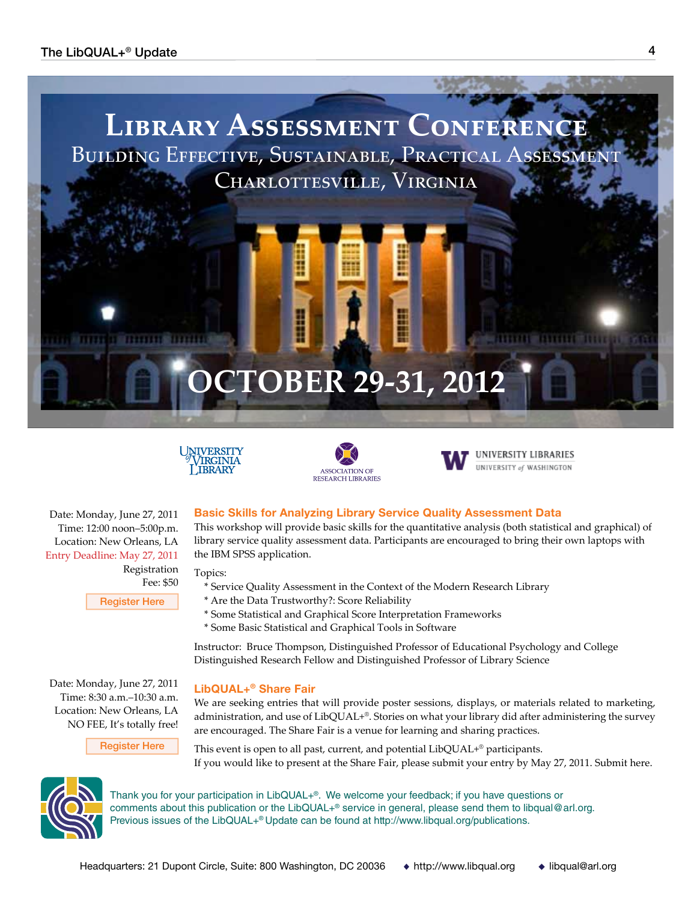# Library Assessment Conference

## Building Effective, Sustainable, Practical Assessment

## Charlottesville, Virginia

## OCTOBER 29-31, 2012

University of Virginia Library

Association of Research Libraries

University Libraries, University of Washington

Date: Monday, June 27, 2011
Time: 12:00 noon–5:00p.m.
Location: New Orleans, LA
Entry Deadline: May 27, 2011
Registration Fee: $50

Register Here

### Basic Skills for Analyzing Library Service Quality Assessment Data

This workshop will provide basic skills for the quantitative analysis (both statistical and graphical) of library service quality assessment data. Participants are encouraged to bring their own laptops with the IBM SPSS application.

Topics:

* Service Quality Assessment in the Context of the Modern Research Library
* Are the Data Trustworthy?: Score Reliability
* Some Statistical and Graphical Score Interpretation Frameworks
* Some Basic Statistical and Graphical Tools in Software

Instructor: Bruce Thompson, Distinguished Professor of Educational Psychology and College Distinguished Research Fellow and Distinguished Professor of Library Science

Date: Monday, June 27, 2011
Time: 8:30 a.m.–10:30 a.m.
Location: New Orleans, LA
NO FEE, It's totally free!

Register Here

### LibQUAL+® Share Fair

We are seeking entries that will provide poster sessions, displays, or materials related to marketing, administration, and use of LibQUAL+®. Stories on what your library did after administering the survey are encouraged. The Share Fair is a venue for learning and sharing practices.

This event is open to all past, current, and potential LibQUAL+® participants.
If you would like to present at the Share Fair, please submit your entry by May 27, 2011. Submit here.

Thank you for your participation in LibQUAL+®. We welcome your feedback; if you have questions or comments about this publication or the LibQUAL+® service in general, please send them to libqual@arl.org. Previous issues of the LibQUAL+® Update can be found at http://www.libqual.org/publications.

Headquarters: 21 Dupont Circle, Suite: 800 Washington, DC 20036 ◆ http://www.libqual.org ◆ libqual@arl.org